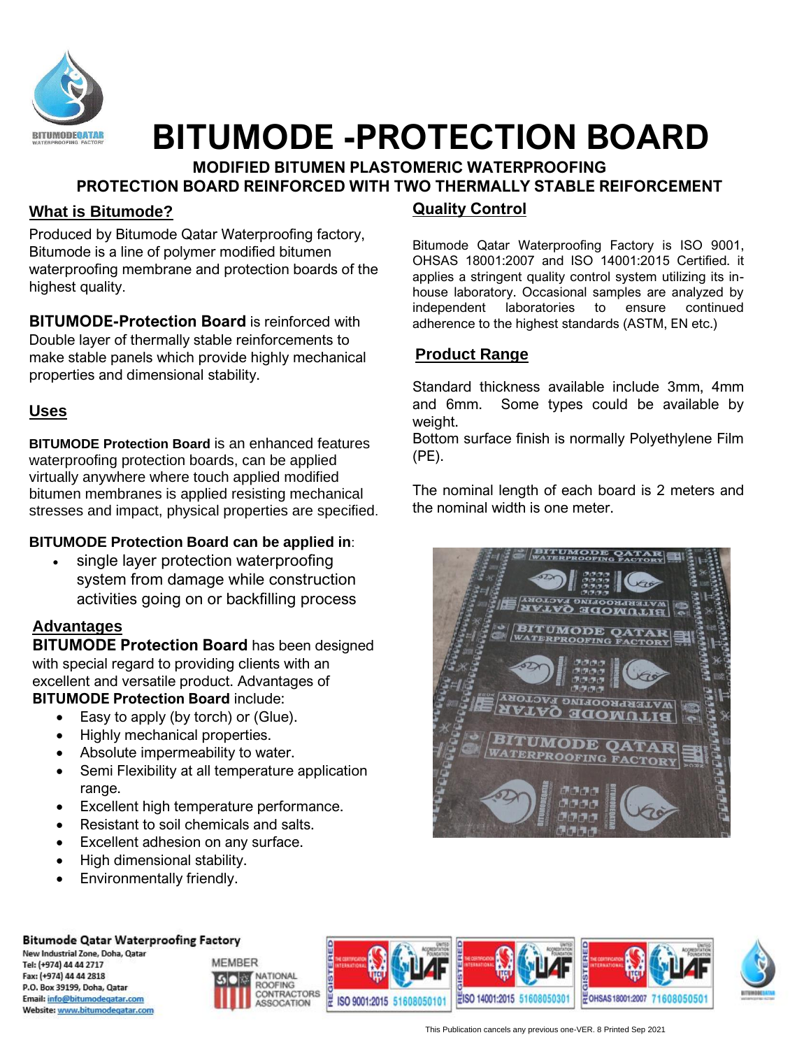# BITUMODE -PROTECTION BOARD

**MODIFIED BITUMEN PLASTOMERIC WATERPROOFING**
**PROTECTION BOARD REINFORCED WITH TWO THERMALLY STABLE REIFORCEMENT**

## What is Bitumode?

Produced by Bitumode Qatar Waterproofing factory, Bitumode is a line of polymer modified bitumen waterproofing membrane and protection boards of the highest quality.

**BITUMODE-Protection Board** is reinforced with Double layer of thermally stable reinforcements to make stable panels which provide highly mechanical properties and dimensional stability.

## Uses

**BITUMODE Protection Board** is an enhanced features waterproofing protection boards, can be applied virtually anywhere where touch applied modified bitumen membranes is applied resisting mechanical stresses and impact, physical properties are specified.

**BITUMODE Protection Board can be applied in**:

- single layer protection waterproofing system from damage while construction activities going on or backfilling process

## Advantages

**BITUMODE Protection Board** has been designed with special regard to providing clients with an excellent and versatile product. Advantages of **BITUMODE Protection Board** include:

- Easy to apply (by torch) or (Glue).
- Highly mechanical properties.
- Absolute impermeability to water.
- Semi Flexibility at all temperature application range.
- Excellent high temperature performance.
- Resistant to soil chemicals and salts.
- Excellent adhesion on any surface.
- High dimensional stability.
- Environmentally friendly.

## Quality Control

Bitumode Qatar Waterproofing Factory is ISO 9001, OHSAS 18001:2007 and ISO 14001:2015 Certified. it applies a stringent quality control system utilizing its in-house laboratory. Occasional samples are analyzed by independent laboratories to ensure continued adherence to the highest standards (ASTM, EN etc.)

## Product Range

Standard thickness available include 3mm, 4mm and 6mm. Some types could be available by weight.
Bottom surface finish is normally Polyethylene Film (PE).

The nominal length of each board is 2 meters and the nominal width is one meter.

**Bitumode Qatar Waterproofing Factory**
New Industrial Zone, Doha, Qatar
Tel: (+974) 44 44 2717
Fax: (+974) 44 44 2818
P.O. Box 39199, Doha, Qatar
Email: info@bitumodeqatar.com
Website: www.bitumodeqatar.com

MEMBER NATIONAL ROOFING CONTRACTORS ASSOCATION

ISO 9001:2015 51608050101 | ISO 14001:2015 51608050301 | OHSAS 18001:2007 71608050501

This Publication cancels any previous one-VER. 8 Printed Sep 2021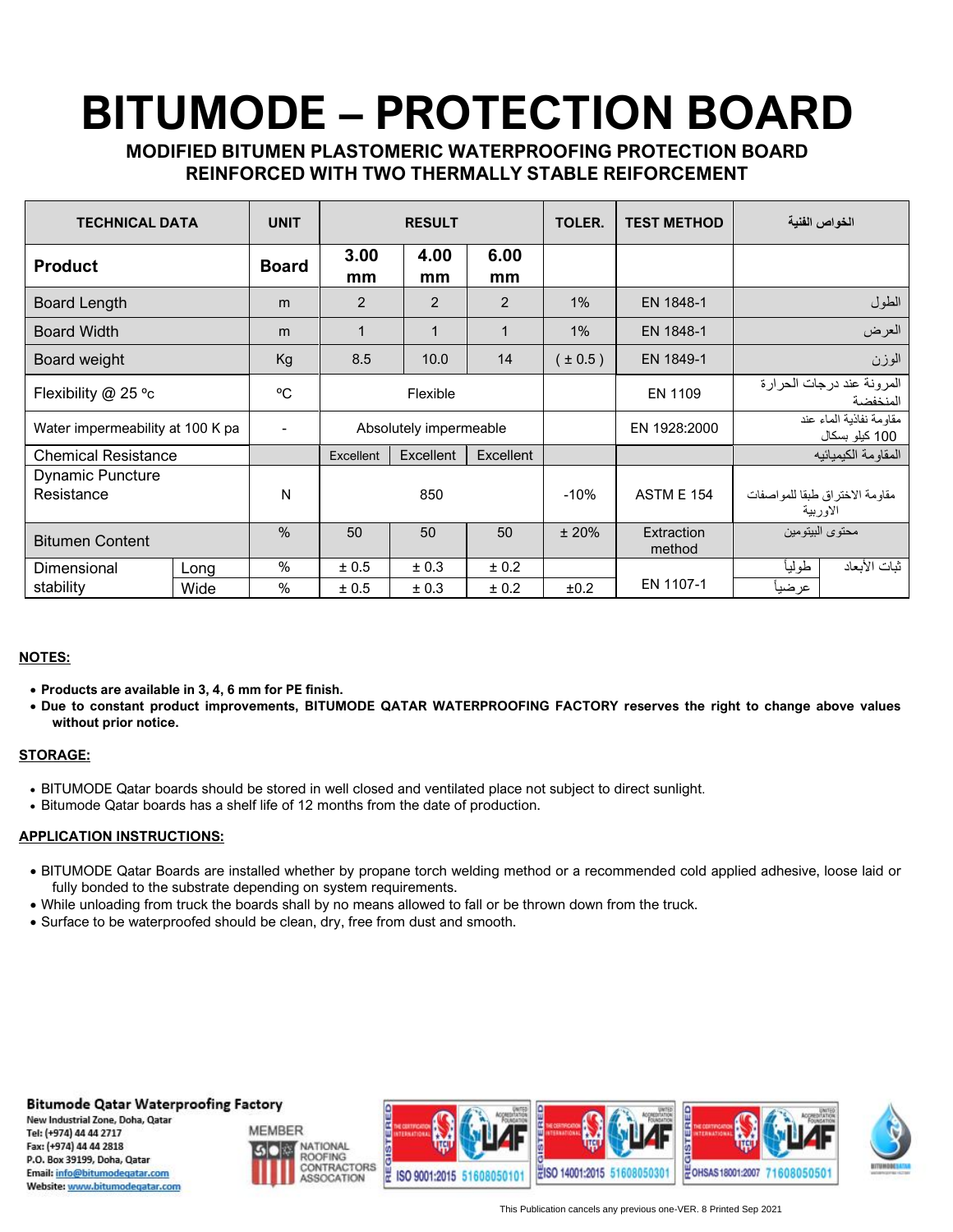# BITUMODE – PROTECTION BOARD

**MODIFIED BITUMEN PLASTOMERIC WATERPROOFING PROTECTION BOARD REINFORCED WITH TWO THERMALLY STABLE REIFORCEMENT**

| TECHNICAL DATA | | UNIT | RESULT | | | TOLER. | TEST METHOD | الخواص الفنية | |
|---|---|---|---|---|---|---|---|---|---|
| **Product** | | **Board** | **3.00 mm** | **4.00 mm** | **6.00 mm** | | | | |
| Board Length | | m | 2 | 2 | 2 | 1% | EN 1848-1 | الطول | |
| Board Width | | m | 1 | 1 | 1 | 1% | EN 1848-1 | العرض | |
| Board weight | | Kg | 8.5 | 10.0 | 14 | ( ± 0.5 ) | EN 1849-1 | الوزن | |
| Flexibility @ 25 ºc | | ºC | Flexible | | | | EN 1109 | المرونة عند درجات الحرارة المنخفضة | |
| Water impermeability at 100 K pa | | - | Absolutely impermeable | | | | EN 1928:2000 | مقاومة نفاذية الماء عند 100 كيلو بسكال | |
| Chemical Resistance | | | Excellent | Excellent | Excellent | | | المقاومة الكيميائيه | |
| Dynamic Puncture Resistance | | N | 850 | | | -10% | ASTM E 154 | مقاومة الاختراق طبقا للمواصفات الاوربية | |
| Bitumen Content | | % | 50 | 50 | 50 | ± 20% | Extraction method | محتوى البيتومين | |
| Dimensional stability | Long | % | ± 0.5 | ± 0.3 | ± 0.2 | | EN 1107-1 | طولياً | ثبات الأبعاد |
| | Wide | % | ± 0.5 | ± 0.3 | ± 0.2 | ±0.2 | | عرضياً | |

**NOTES:**

- **Products are available in 3, 4, 6 mm for PE finish.**
- **Due to constant product improvements, BITUMODE QATAR WATERPROOFING FACTORY reserves the right to change above values without prior notice.**

**STORAGE:**

- BITUMODE Qatar boards should be stored in well closed and ventilated place not subject to direct sunlight.
- Bitumode Qatar boards has a shelf life of 12 months from the date of production.

**APPLICATION INSTRUCTIONS:**

- BITUMODE Qatar Boards are installed whether by propane torch welding method or a recommended cold applied adhesive, loose laid or fully bonded to the substrate depending on system requirements.
- While unloading from truck the boards shall by no means allowed to fall or be thrown down from the truck.
- Surface to be waterproofed should be clean, dry, free from dust and smooth.

**Bitumode Qatar Waterproofing Factory**
New Industrial Zone, Doha, Qatar
Tel: (+974) 44 44 2717
Fax: (+974) 44 44 2818
P.O. Box 39199, Doha, Qatar
Email: info@bitumodeqatar.com
Website: www.bitumodeqatar.com

MEMBER NATIONAL ROOFING CONTRACTORS ASSOCATION

ISO 9001:2015 51608050101
ISO 14001:2015 51608050301
OHSAS 18001:2007 71608050501

This Publication cancels any previous one-VER. 8 Printed Sep 2021